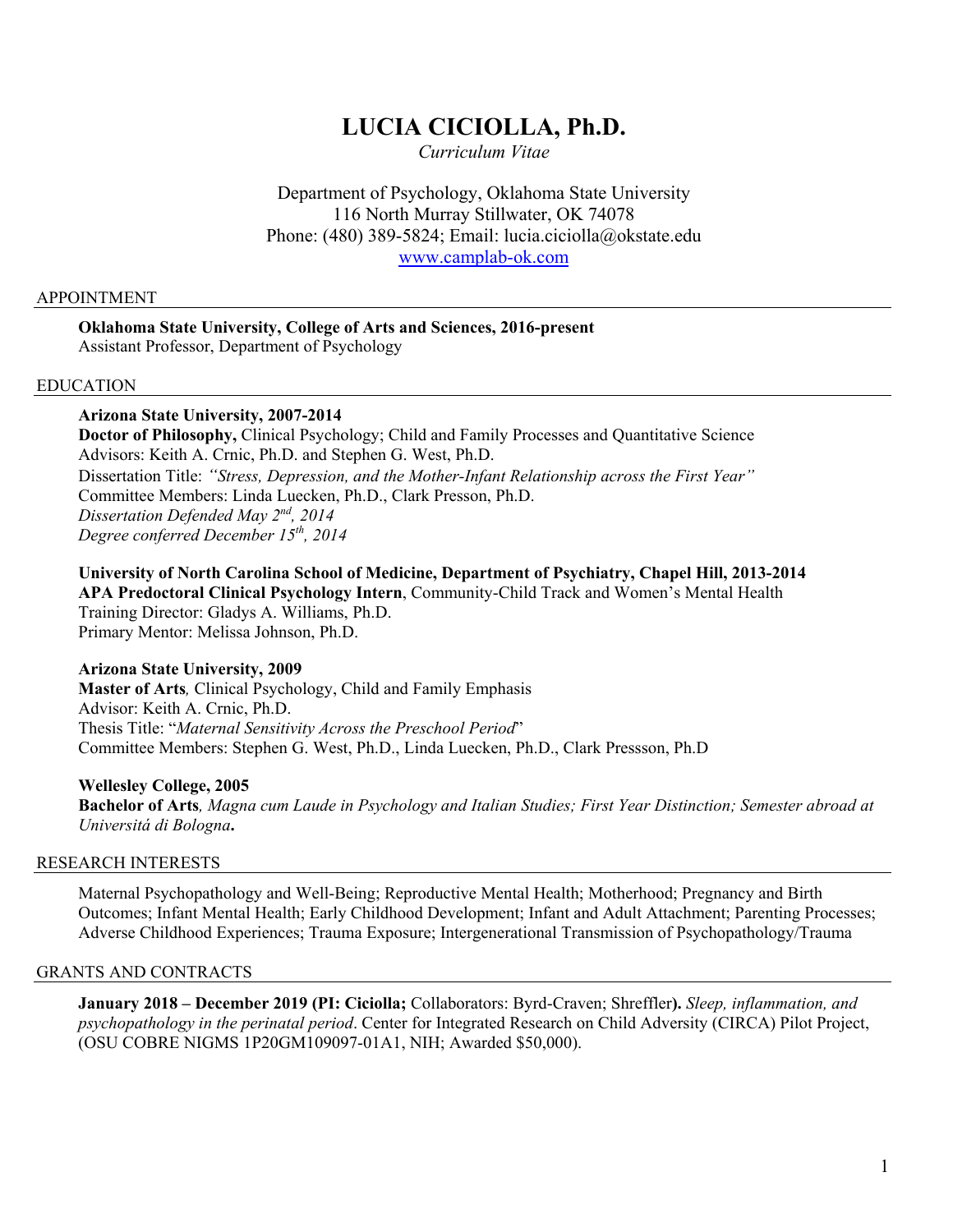# LUCIA CICIOLLA, Ph.D.

*Curriculum Vitae*

Department of Psychology, Oklahoma State University
116 North Murray Stillwater, OK 74078
Phone: (480) 389-5824; Email: lucia.ciciolla@okstate.edu
[www.camplab-ok.com](www.camplab-ok.com)

## APPOINTMENT

**Oklahoma State University, College of Arts and Sciences, 2016-present**
Assistant Professor, Department of Psychology

## EDUCATION

**Arizona State University, 2007-2014**
**Doctor of Philosophy,** Clinical Psychology; Child and Family Processes and Quantitative Science
Advisors: Keith A. Crnic, Ph.D. and Stephen G. West, Ph.D.
Dissertation Title: *"Stress, Depression, and the Mother-Infant Relationship across the First Year"*
Committee Members: Linda Luecken, Ph.D., Clark Presson, Ph.D.
*Dissertation Defended May 2nd, 2014*
*Degree conferred December 15th, 2014*

**University of North Carolina School of Medicine, Department of Psychiatry, Chapel Hill, 2013-2014**
**APA Predoctoral Clinical Psychology Intern**, Community-Child Track and Women's Mental Health
Training Director: Gladys A. Williams, Ph.D.
Primary Mentor: Melissa Johnson, Ph.D.

**Arizona State University, 2009**
**Master of Arts***,* Clinical Psychology, Child and Family Emphasis
Advisor: Keith A. Crnic, Ph.D.
Thesis Title: "*Maternal Sensitivity Across the Preschool Period*"
Committee Members: Stephen G. West, Ph.D., Linda Luecken, Ph.D., Clark Pressson, Ph.D

**Wellesley College, 2005**
**Bachelor of Arts***, Magna cum Laude in Psychology and Italian Studies; First Year Distinction; Semester abroad at Universitá di Bologna***.**

## RESEARCH INTERESTS

Maternal Psychopathology and Well-Being; Reproductive Mental Health; Motherhood; Pregnancy and Birth Outcomes; Infant Mental Health; Early Childhood Development; Infant and Adult Attachment; Parenting Processes; Adverse Childhood Experiences; Trauma Exposure; Intergenerational Transmission of Psychopathology/Trauma

## GRANTS AND CONTRACTS

**January 2018 – December 2019 (PI: Ciciolla;** Collaborators: Byrd-Craven; Shreffler**).** *Sleep, inflammation, and psychopathology in the perinatal period*. Center for Integrated Research on Child Adversity (CIRCA) Pilot Project, (OSU COBRE NIGMS 1P20GM109097-01A1, NIH; Awarded $50,000).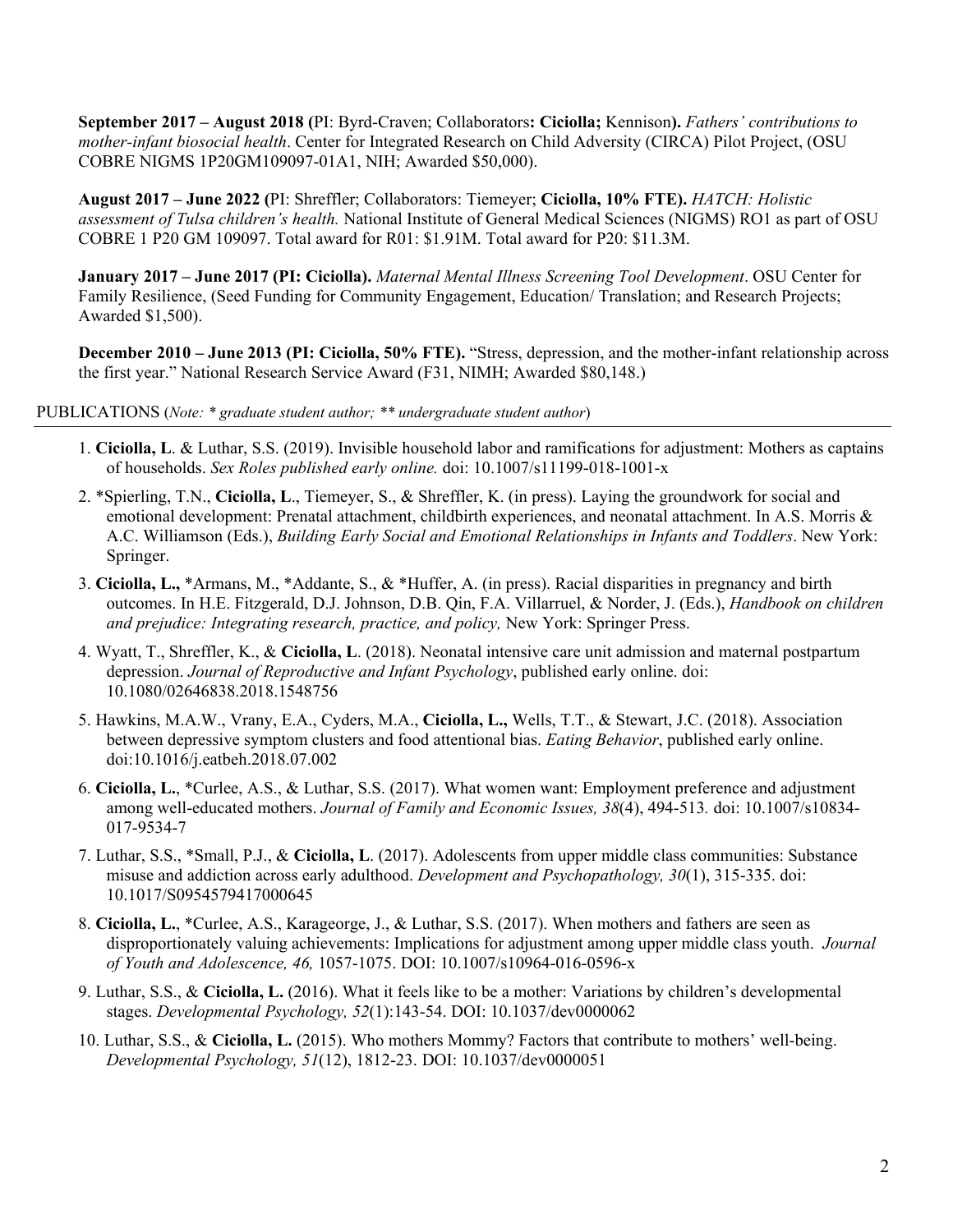**September 2017 – August 2018 (**PI: Byrd-Craven; Collaborators**: Ciciolla;** Kennison**).** *Fathers' contributions to mother-infant biosocial health*. Center for Integrated Research on Child Adversity (CIRCA) Pilot Project, (OSU COBRE NIGMS 1P20GM109097-01A1, NIH; Awarded $50,000).

**August 2017 – June 2022 (**PI: Shreffler; Collaborators: Tiemeyer; **Ciciolla, 10% FTE).** *HATCH: Holistic assessment of Tulsa children's health.* National Institute of General Medical Sciences (NIGMS) RO1 as part of OSU COBRE 1 P20 GM 109097. Total award for R01: $1.91M. Total award for P20: $11.3M.

**January 2017 – June 2017 (PI: Ciciolla).** *Maternal Mental Illness Screening Tool Development*. OSU Center for Family Resilience, (Seed Funding for Community Engagement, Education/ Translation; and Research Projects; Awarded $1,500).

**December 2010 – June 2013 (PI: Ciciolla, 50% FTE).** "Stress, depression, and the mother-infant relationship across the first year." National Research Service Award (F31, NIMH; Awarded $80,148.)

## PUBLICATIONS (*Note: * graduate student author; ** undergraduate student author*)

1. **Ciciolla, L**. & Luthar, S.S. (2019). Invisible household labor and ramifications for adjustment: Mothers as captains of households. *Sex Roles published early online.* doi: 10.1007/s11199-018-1001-x
2. *Spierling, T.N., **Ciciolla, L**., Tiemeyer, S., & Shreffler, K. (in press). Laying the groundwork for social and emotional development: Prenatal attachment, childbirth experiences, and neonatal attachment. In A.S. Morris & A.C. Williamson (Eds.), *Building Early Social and Emotional Relationships in Infants and Toddlers*. New York: Springer.
3. **Ciciolla, L.,** *Armans, M., *Addante, S., & *Huffer, A. (in press). Racial disparities in pregnancy and birth outcomes. In H.E. Fitzgerald, D.J. Johnson, D.B. Qin, F.A. Villarruel, & Norder, J. (Eds.), *Handbook on children and prejudice: Integrating research, practice, and policy,* New York: Springer Press.
4. Wyatt, T., Shreffler, K., & **Ciciolla, L**. (2018). Neonatal intensive care unit admission and maternal postpartum depression. *Journal of Reproductive and Infant Psychology*, published early online. doi: 10.1080/02646838.2018.1548756
5. Hawkins, M.A.W., Vrany, E.A., Cyders, M.A., **Ciciolla, L.,** Wells, T.T., & Stewart, J.C. (2018). Association between depressive symptom clusters and food attentional bias. *Eating Behavior*, published early online. doi:10.1016/j.eatbeh.2018.07.002
6. **Ciciolla, L.**, *Curlee, A.S., & Luthar, S.S. (2017). What women want: Employment preference and adjustment among well-educated mothers. *Journal of Family and Economic Issues, 38*(4), 494-513*.* doi: 10.1007/s10834-017-9534-7
7. Luthar, S.S., *Small, P.J., & **Ciciolla, L**. (2017). Adolescents from upper middle class communities: Substance misuse and addiction across early adulthood. *Development and Psychopathology, 30*(1), 315-335. doi: 10.1017/S0954579417000645
8. **Ciciolla, L.**, *Curlee, A.S., Karageorge, J., & Luthar, S.S. (2017). When mothers and fathers are seen as disproportionately valuing achievements: Implications for adjustment among upper middle class youth. *Journal of Youth and Adolescence, 46,* 1057-1075. DOI: 10.1007/s10964-016-0596-x
9. Luthar, S.S., & **Ciciolla, L.** (2016). What it feels like to be a mother: Variations by children's developmental stages. *Developmental Psychology, 52*(1):143-54. DOI: 10.1037/dev0000062
10. Luthar, S.S., & **Ciciolla, L.** (2015). Who mothers Mommy? Factors that contribute to mothers' well-being. *Developmental Psychology, 51*(12), 1812-23. DOI: 10.1037/dev0000051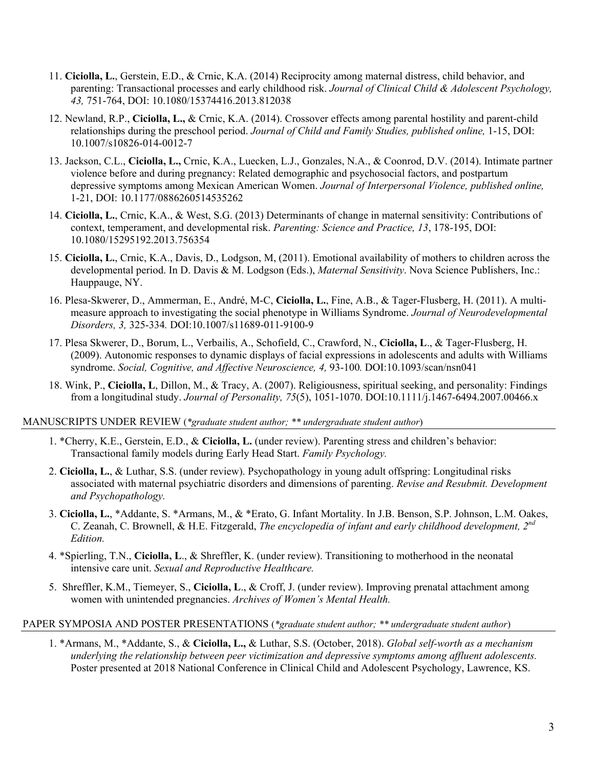11. **Ciciolla, L.**, Gerstein, E.D., & Crnic, K.A. (2014) Reciprocity among maternal distress, child behavior, and parenting: Transactional processes and early childhood risk. *Journal of Clinical Child & Adolescent Psychology, 43,* 751-764, DOI: 10.1080/15374416.2013.812038

12. Newland, R.P., **Ciciolla, L.,** & Crnic, K.A. (2014). Crossover effects among parental hostility and parent-child relationships during the preschool period. *Journal of Child and Family Studies, published online,* 1-15, DOI: 10.1007/s10826-014-0012-7

13. Jackson, C.L., **Ciciolla, L.,** Crnic, K.A., Luecken, L.J., Gonzales, N.A., & Coonrod, D.V. (2014). Intimate partner violence before and during pregnancy: Related demographic and psychosocial factors, and postpartum depressive symptoms among Mexican American Women. *Journal of Interpersonal Violence, published online,* 1-21, DOI: 10.1177/0886260514535262

14. **Ciciolla, L.**, Crnic, K.A., & West, S.G. (2013) Determinants of change in maternal sensitivity: Contributions of context, temperament, and developmental risk. *Parenting: Science and Practice, 13*, 178-195, DOI: 10.1080/15295192.2013.756354

15. **Ciciolla, L.**, Crnic, K.A., Davis, D., Lodgson, M, (2011). Emotional availability of mothers to children across the developmental period. In D. Davis & M. Lodgson (Eds.), *Maternal Sensitivity*. Nova Science Publishers, Inc.: Hauppauge, NY.

16. Plesa-Skwerer, D., Ammerman, E., André, M-C, **Ciciolla, L.**, Fine, A.B., & Tager-Flusberg, H. (2011). A multi-measure approach to investigating the social phenotype in Williams Syndrome. *Journal of Neurodevelopmental Disorders, 3,* 325-334*.* DOI:10.1007/s11689-011-9100-9

17. Plesa Skwerer, D., Borum, L., Verbailis, A., Schofield, C., Crawford, N., **Ciciolla, L**., & Tager-Flusberg, H. (2009). Autonomic responses to dynamic displays of facial expressions in adolescents and adults with Williams syndrome. *Social, Cognitive, and Affective Neuroscience, 4,* 93-100*.* DOI:10.1093/scan/nsn041

18. Wink, P., **Ciciolla, L**, Dillon, M., & Tracy, A. (2007). Religiousness, spiritual seeking, and personality: Findings from a longitudinal study. *Journal of Personality, 75*(5), 1051-1070. DOI:10.1111/j.1467-6494.2007.00466.x

## MANUSCRIPTS UNDER REVIEW (*\*graduate student author; \*\* undergraduate student author*)

1. \*Cherry, K.E., Gerstein, E.D., & **Ciciolla, L.** (under review). Parenting stress and children's behavior: Transactional family models during Early Head Start. *Family Psychology.*

2. **Ciciolla, L.**, & Luthar, S.S. (under review). Psychopathology in young adult offspring: Longitudinal risks associated with maternal psychiatric disorders and dimensions of parenting. *Revise and Resubmit. Development and Psychopathology.*

3. **Ciciolla, L.**, \*Addante, S. \*Armans, M., & \*Erato, G. Infant Mortality. In J.B. Benson, S.P. Johnson, L.M. Oakes, C. Zeanah, C. Brownell, & H.E. Fitzgerald, *The encyclopedia of infant and early childhood development, 2nd Edition.*

4. \*Spierling, T.N., **Ciciolla, L**., & Shreffler, K. (under review). Transitioning to motherhood in the neonatal intensive care unit. *Sexual and Reproductive Healthcare.*

5. Shreffler, K.M., Tiemeyer, S., **Ciciolla, L**., & Croff, J. (under review). Improving prenatal attachment among women with unintended pregnancies. *Archives of Women's Mental Health.*

## PAPER SYMPOSIA AND POSTER PRESENTATIONS (*\*graduate student author; \*\* undergraduate student author*)

1. \*Armans, M., \*Addante, S., & **Ciciolla, L.,** & Luthar, S.S. (October, 2018). *Global self-worth as a mechanism underlying the relationship between peer victimization and depressive symptoms among affluent adolescents.* Poster presented at 2018 National Conference in Clinical Child and Adolescent Psychology, Lawrence, KS.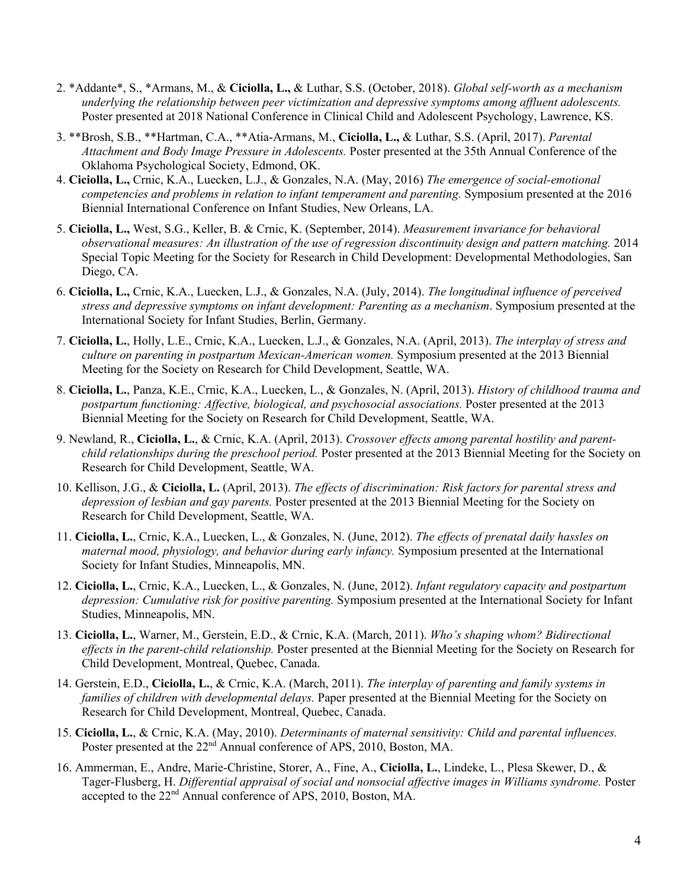2. *Addante*, S., *Armans, M., & **Ciciolla, L.,** & Luthar, S.S. (October, 2018). *Global self-worth as a mechanism underlying the relationship between peer victimization and depressive symptoms among affluent adolescents.* Poster presented at 2018 National Conference in Clinical Child and Adolescent Psychology, Lawrence, KS.

3. **Brosh, S.B., **Hartman, C.A., **Atia-Armans, M., **Ciciolla, L.,** & Luthar, S.S. (April, 2017). *Parental Attachment and Body Image Pressure in Adolescents.* Poster presented at the 35th Annual Conference of the Oklahoma Psychological Society, Edmond, OK.

4. **Ciciolla, L.,** Crnic, K.A., Luecken, L.J., & Gonzales, N.A. (May, 2016) *The emergence of social-emotional competencies and problems in relation to infant temperament and parenting.* Symposium presented at the 2016 Biennial International Conference on Infant Studies, New Orleans, LA.

5. **Ciciolla, L.,** West, S.G., Keller, B. & Crnic, K. (September, 2014). *Measurement invariance for behavioral observational measures: An illustration of the use of regression discontinuity design and pattern matching.* 2014 Special Topic Meeting for the Society for Research in Child Development: Developmental Methodologies, San Diego, CA.

6. **Ciciolla, L.,** Crnic, K.A., Luecken, L.J., & Gonzales, N.A. (July, 2014). *The longitudinal influence of perceived stress and depressive symptoms on infant development: Parenting as a mechanism*. Symposium presented at the International Society for Infant Studies, Berlin, Germany.

7. **Ciciolla, L.**, Holly, L.E., Crnic, K.A., Luecken, L.J., & Gonzales, N.A. (April, 2013). *The interplay of stress and culture on parenting in postpartum Mexican-American women.* Symposium presented at the 2013 Biennial Meeting for the Society on Research for Child Development, Seattle, WA.

8. **Ciciolla, L.**, Panza, K.E., Crnic, K.A., Luecken, L., & Gonzales, N. (April, 2013). *History of childhood trauma and postpartum functioning: Affective, biological, and psychosocial associations.* Poster presented at the 2013 Biennial Meeting for the Society on Research for Child Development, Seattle, WA.

9. Newland, R., **Ciciolla, L.**, & Crnic, K.A. (April, 2013). *Crossover effects among parental hostility and parent-child relationships during the preschool period.* Poster presented at the 2013 Biennial Meeting for the Society on Research for Child Development, Seattle, WA.

10. Kellison, J.G., & **Ciciolla, L.** (April, 2013). *The effects of discrimination: Risk factors for parental stress and depression of lesbian and gay parents.* Poster presented at the 2013 Biennial Meeting for the Society on Research for Child Development, Seattle, WA.

11. **Ciciolla, L.**, Crnic, K.A., Luecken, L., & Gonzales, N. (June, 2012). *The effects of prenatal daily hassles on maternal mood, physiology, and behavior during early infancy.* Symposium presented at the International Society for Infant Studies, Minneapolis, MN.

12. **Ciciolla, L.**, Crnic, K.A., Luecken, L., & Gonzales, N. (June, 2012). *Infant regulatory capacity and postpartum depression: Cumulative risk for positive parenting.* Symposium presented at the International Society for Infant Studies, Minneapolis, MN.

13. **Ciciolla, L.**, Warner, M., Gerstein, E.D., & Crnic, K.A. (March, 2011). *Who's shaping whom? Bidirectional effects in the parent-child relationship.* Poster presented at the Biennial Meeting for the Society on Research for Child Development, Montreal, Quebec, Canada.

14. Gerstein, E.D., **Ciciolla, L.**, & Crnic, K.A. (March, 2011). *The interplay of parenting and family systems in families of children with developmental delays.* Paper presented at the Biennial Meeting for the Society on Research for Child Development, Montreal, Quebec, Canada.

15. **Ciciolla, L.**, & Crnic, K.A. (May, 2010). *Determinants of maternal sensitivity: Child and parental influences.* Poster presented at the 22nd Annual conference of APS, 2010, Boston, MA.

16. Ammerman, E., Andre, Marie-Christine, Storer, A., Fine, A., **Ciciolla, L.**, Lindeke, L., Plesa Skewer, D., & Tager-Flusberg, H. *Differential appraisal of social and nonsocial affective images in Williams syndrome.* Poster accepted to the 22nd Annual conference of APS, 2010, Boston, MA.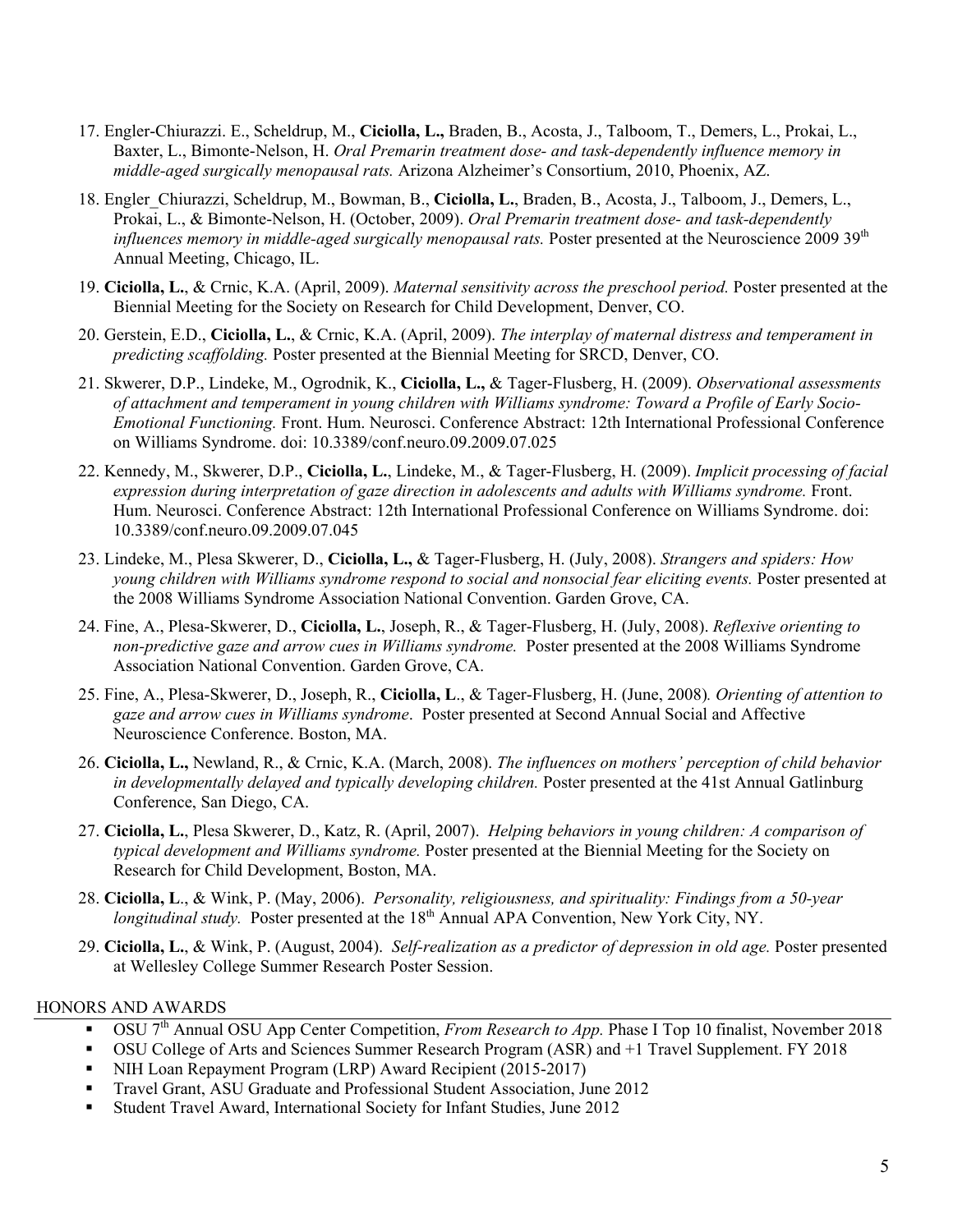17. Engler-Chiurazzi. E., Scheldrup, M., **Ciciolla, L.,** Braden, B., Acosta, J., Talboom, T., Demers, L., Prokai, L., Baxter, L., Bimonte-Nelson, H. *Oral Premarin treatment dose- and task-dependently influence memory in middle-aged surgically menopausal rats.* Arizona Alzheimer's Consortium, 2010, Phoenix, AZ.

18. Engler_Chiurazzi, Scheldrup, M., Bowman, B., **Ciciolla, L.**, Braden, B., Acosta, J., Talboom, J., Demers, L., Prokai, L., & Bimonte-Nelson, H. (October, 2009). *Oral Premarin treatment dose- and task-dependently influences memory in middle-aged surgically menopausal rats.* Poster presented at the Neuroscience 2009 39th Annual Meeting, Chicago, IL.

19. **Ciciolla, L.**, & Crnic, K.A. (April, 2009). *Maternal sensitivity across the preschool period.* Poster presented at the Biennial Meeting for the Society on Research for Child Development, Denver, CO.

20. Gerstein, E.D., **Ciciolla, L.**, & Crnic, K.A. (April, 2009). *The interplay of maternal distress and temperament in predicting scaffolding.* Poster presented at the Biennial Meeting for SRCD, Denver, CO.

21. Skwerer, D.P., Lindeke, M., Ogrodnik, K., **Ciciolla, L.,** & Tager-Flusberg, H. (2009). *Observational assessments of attachment and temperament in young children with Williams syndrome: Toward a Profile of Early Socio-Emotional Functioning.* Front. Hum. Neurosci. Conference Abstract: 12th International Professional Conference on Williams Syndrome. doi: 10.3389/conf.neuro.09.2009.07.025

22. Kennedy, M., Skwerer, D.P., **Ciciolla, L.**, Lindeke, M., & Tager-Flusberg, H. (2009). *Implicit processing of facial expression during interpretation of gaze direction in adolescents and adults with Williams syndrome.* Front. Hum. Neurosci. Conference Abstract: 12th International Professional Conference on Williams Syndrome. doi: 10.3389/conf.neuro.09.2009.07.045

23. Lindeke, M., Plesa Skwerer, D., **Ciciolla, L.,** & Tager-Flusberg, H. (July, 2008). *Strangers and spiders: How young children with Williams syndrome respond to social and nonsocial fear eliciting events.* Poster presented at the 2008 Williams Syndrome Association National Convention. Garden Grove, CA.

24. Fine, A., Plesa-Skwerer, D., **Ciciolla, L.**, Joseph, R., & Tager-Flusberg, H. (July, 2008). *Reflexive orienting to non-predictive gaze and arrow cues in Williams syndrome.* Poster presented at the 2008 Williams Syndrome Association National Convention. Garden Grove, CA.

25. Fine, A., Plesa-Skwerer, D., Joseph, R., **Ciciolla, L**., & Tager-Flusberg, H. (June, 2008)*. Orienting of attention to gaze and arrow cues in Williams syndrome*. Poster presented at Second Annual Social and Affective Neuroscience Conference. Boston, MA.

26. **Ciciolla, L.,** Newland, R., & Crnic, K.A. (March, 2008). *The influences on mothers' perception of child behavior in developmentally delayed and typically developing children.* Poster presented at the 41st Annual Gatlinburg Conference, San Diego, CA.

27. **Ciciolla, L.**, Plesa Skwerer, D., Katz, R. (April, 2007). *Helping behaviors in young children: A comparison of typical development and Williams syndrome.* Poster presented at the Biennial Meeting for the Society on Research for Child Development, Boston, MA.

28. **Ciciolla, L**., & Wink, P. (May, 2006). *Personality, religiousness, and spirituality: Findings from a 50-year longitudinal study.* Poster presented at the 18th Annual APA Convention, New York City, NY.

29. **Ciciolla, L.**, & Wink, P. (August, 2004). *Self-realization as a predictor of depression in old age.* Poster presented at Wellesley College Summer Research Poster Session.

## HONORS AND AWARDS

- OSU 7th Annual OSU App Center Competition, *From Research to App.* Phase I Top 10 finalist, November 2018
- OSU College of Arts and Sciences Summer Research Program (ASR) and +1 Travel Supplement. FY 2018
- NIH Loan Repayment Program (LRP) Award Recipient (2015-2017)
- Travel Grant, ASU Graduate and Professional Student Association, June 2012
- Student Travel Award, International Society for Infant Studies, June 2012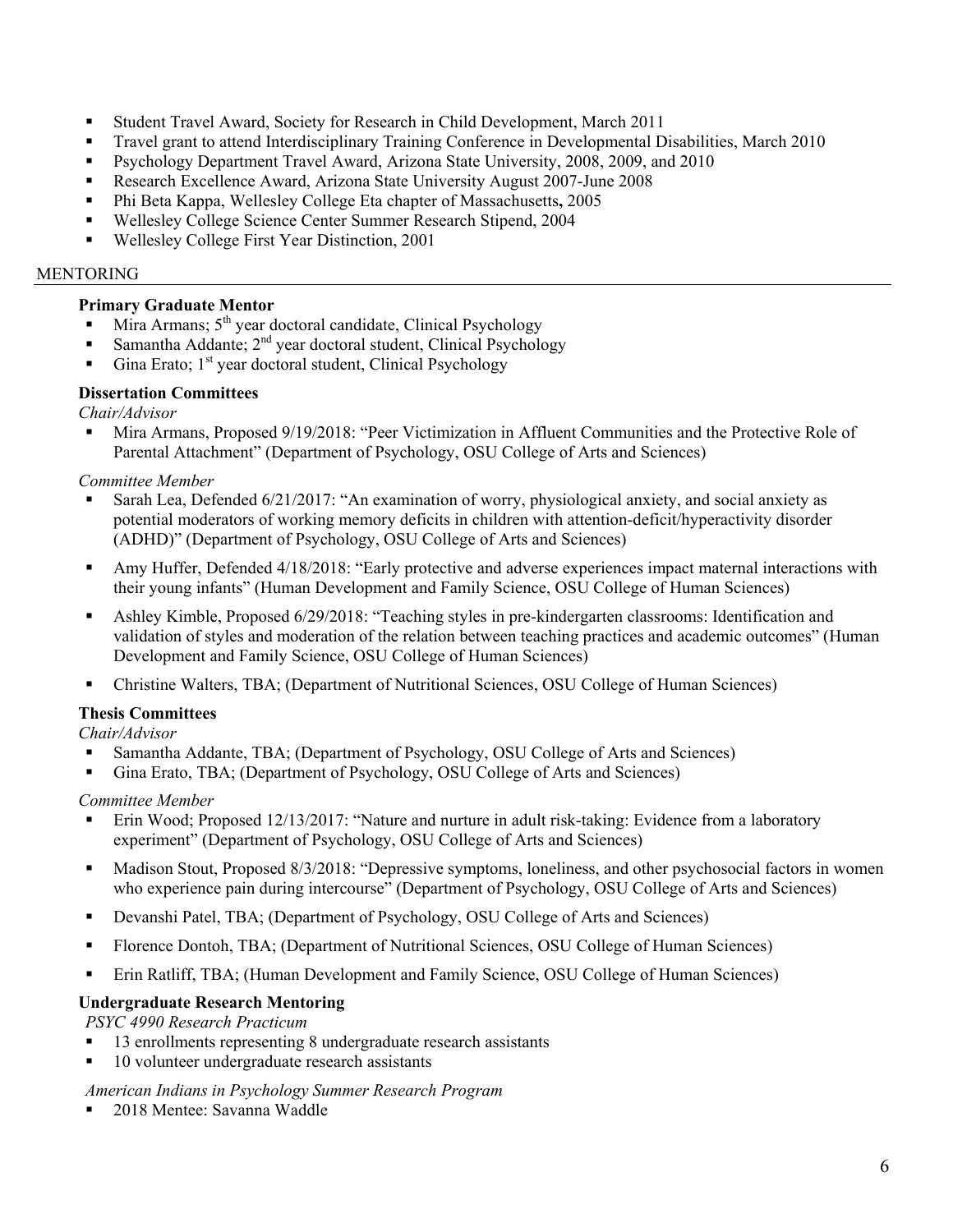- Student Travel Award, Society for Research in Child Development, March 2011
- Travel grant to attend Interdisciplinary Training Conference in Developmental Disabilities, March 2010
- Psychology Department Travel Award, Arizona State University, 2008, 2009, and 2010
- Research Excellence Award, Arizona State University August 2007-June 2008
- Phi Beta Kappa, Wellesley College Eta chapter of Massachusetts**,** 2005
- Wellesley College Science Center Summer Research Stipend, 2004
- Wellesley College First Year Distinction, 2001

## MENTORING

**Primary Graduate Mentor**

- Mira Armans; 5th year doctoral candidate, Clinical Psychology
- Samantha Addante; 2nd year doctoral student, Clinical Psychology
- Gina Erato; 1st year doctoral student, Clinical Psychology

**Dissertation Committees**

*Chair/Advisor*

- Mira Armans, Proposed 9/19/2018: "Peer Victimization in Affluent Communities and the Protective Role of Parental Attachment" (Department of Psychology, OSU College of Arts and Sciences)

*Committee Member*

- Sarah Lea, Defended 6/21/2017: "An examination of worry, physiological anxiety, and social anxiety as potential moderators of working memory deficits in children with attention-deficit/hyperactivity disorder (ADHD)" (Department of Psychology, OSU College of Arts and Sciences)
- Amy Huffer, Defended 4/18/2018: "Early protective and adverse experiences impact maternal interactions with their young infants" (Human Development and Family Science, OSU College of Human Sciences)
- Ashley Kimble, Proposed 6/29/2018: "Teaching styles in pre-kindergarten classrooms: Identification and validation of styles and moderation of the relation between teaching practices and academic outcomes" (Human Development and Family Science, OSU College of Human Sciences)
- Christine Walters, TBA; (Department of Nutritional Sciences, OSU College of Human Sciences)

**Thesis Committees**

*Chair/Advisor*

- Samantha Addante, TBA; (Department of Psychology, OSU College of Arts and Sciences)
- Gina Erato, TBA; (Department of Psychology, OSU College of Arts and Sciences)

*Committee Member*

- Erin Wood; Proposed 12/13/2017: "Nature and nurture in adult risk-taking: Evidence from a laboratory experiment" (Department of Psychology, OSU College of Arts and Sciences)
- Madison Stout, Proposed 8/3/2018: "Depressive symptoms, loneliness, and other psychosocial factors in women who experience pain during intercourse" (Department of Psychology, OSU College of Arts and Sciences)
- Devanshi Patel, TBA; (Department of Psychology, OSU College of Arts and Sciences)
- Florence Dontoh, TBA; (Department of Nutritional Sciences, OSU College of Human Sciences)
- Erin Ratliff, TBA; (Human Development and Family Science, OSU College of Human Sciences)

**Undergraduate Research Mentoring**

*PSYC 4990 Research Practicum*

- 13 enrollments representing 8 undergraduate research assistants
- 10 volunteer undergraduate research assistants

*American Indians in Psychology Summer Research Program*

- 2018 Mentee: Savanna Waddle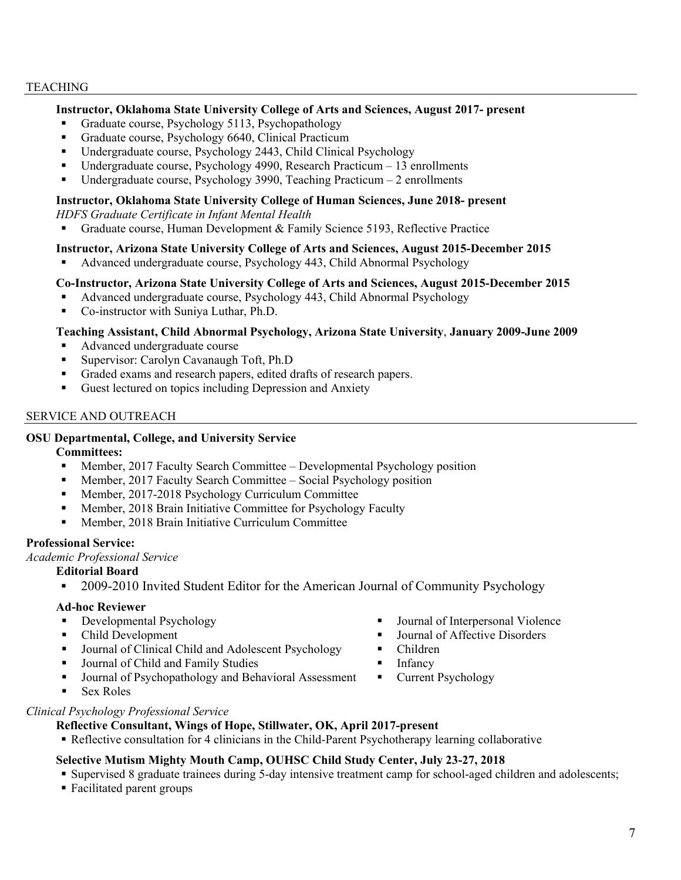## TEACHING

**Instructor, Oklahoma State University College of Arts and Sciences, August 2017- present**

- Graduate course, Psychology 5113, Psychopathology
- Graduate course, Psychology 6640, Clinical Practicum
- Undergraduate course, Psychology 2443, Child Clinical Psychology
- Undergraduate course, Psychology 4990, Research Practicum – 13 enrollments
- Undergraduate course, Psychology 3990, Teaching Practicum – 2 enrollments

**Instructor, Oklahoma State University College of Human Sciences, June 2018- present**

*HDFS Graduate Certificate in Infant Mental Health*

- Graduate course, Human Development & Family Science 5193, Reflective Practice

**Instructor, Arizona State University College of Arts and Sciences, August 2015-December 2015**

- Advanced undergraduate course, Psychology 443, Child Abnormal Psychology

**Co-Instructor, Arizona State University College of Arts and Sciences, August 2015-December 2015**

- Advanced undergraduate course, Psychology 443, Child Abnormal Psychology
- Co-instructor with Suniya Luthar, Ph.D.

**Teaching Assistant, Child Abnormal Psychology, Arizona State University**, **January 2009-June 2009**

- Advanced undergraduate course
- Supervisor: Carolyn Cavanaugh Toft, Ph.D
- Graded exams and research papers, edited drafts of research papers.
- Guest lectured on topics including Depression and Anxiety

## SERVICE AND OUTREACH

**OSU Departmental, College, and University Service**

**Committees:**

- Member, 2017 Faculty Search Committee – Developmental Psychology position
- Member, 2017 Faculty Search Committee – Social Psychology position
- Member, 2017-2018 Psychology Curriculum Committee
- Member, 2018 Brain Initiative Committee for Psychology Faculty
- Member, 2018 Brain Initiative Curriculum Committee

**Professional Service:**

*Academic Professional Service*

**Editorial Board**

- 2009-2010 Invited Student Editor for the American Journal of Community Psychology

**Ad-hoc Reviewer**

- Developmental Psychology
- Child Development
- Journal of Clinical Child and Adolescent Psychology
- Journal of Child and Family Studies
- Journal of Psychopathology and Behavioral Assessment
- Sex Roles
- Journal of Interpersonal Violence
- Journal of Affective Disorders
- Children
- Infancy
- Current Psychology

*Clinical Psychology Professional Service*

**Reflective Consultant, Wings of Hope, Stillwater, OK, April 2017-present**

- Reflective consultation for 4 clinicians in the Child-Parent Psychotherapy learning collaborative

**Selective Mutism Mighty Mouth Camp, OUHSC Child Study Center, July 23-27, 2018**

- Supervised 8 graduate trainees during 5-day intensive treatment camp for school-aged children and adolescents;
- Facilitated parent groups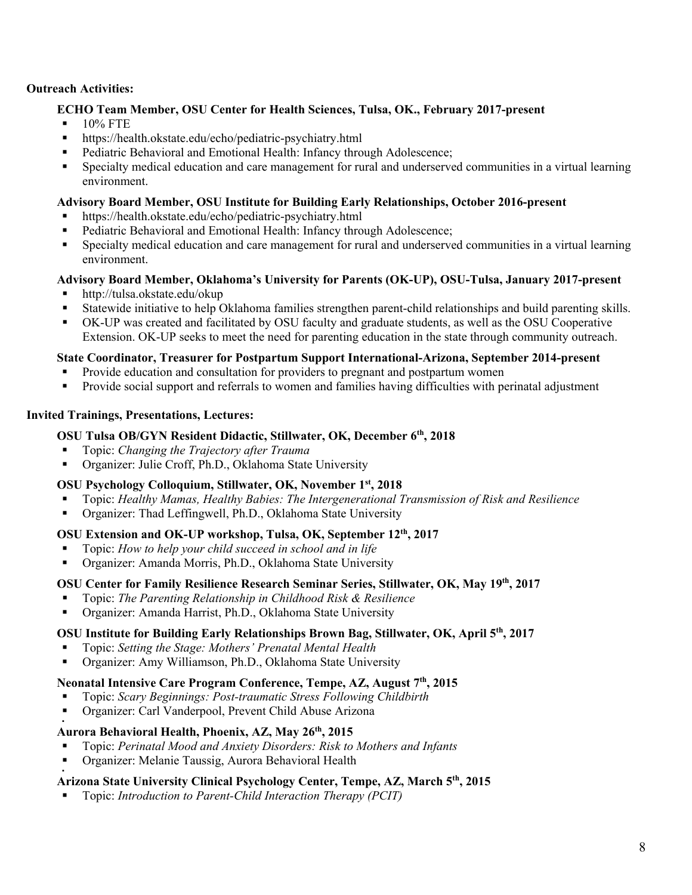**Outreach Activities:**

**ECHO Team Member, OSU Center for Health Sciences, Tulsa, OK., February 2017-present**

- 10% FTE
- https://health.okstate.edu/echo/pediatric-psychiatry.html
- Pediatric Behavioral and Emotional Health: Infancy through Adolescence;
- Specialty medical education and care management for rural and underserved communities in a virtual learning environment.

**Advisory Board Member, OSU Institute for Building Early Relationships, October 2016-present**

- https://health.okstate.edu/echo/pediatric-psychiatry.html
- Pediatric Behavioral and Emotional Health: Infancy through Adolescence;
- Specialty medical education and care management for rural and underserved communities in a virtual learning environment.

**Advisory Board Member, Oklahoma's University for Parents (OK-UP), OSU-Tulsa, January 2017-present**

- http://tulsa.okstate.edu/okup
- Statewide initiative to help Oklahoma families strengthen parent-child relationships and build parenting skills.
- OK-UP was created and facilitated by OSU faculty and graduate students, as well as the OSU Cooperative Extension. OK-UP seeks to meet the need for parenting education in the state through community outreach.

**State Coordinator, Treasurer for Postpartum Support International-Arizona, September 2014-present**

- Provide education and consultation for providers to pregnant and postpartum women
- Provide social support and referrals to women and families having difficulties with perinatal adjustment

**Invited Trainings, Presentations, Lectures:**

**OSU Tulsa OB/GYN Resident Didactic, Stillwater, OK, December 6th, 2018**

- Topic: *Changing the Trajectory after Trauma*
- Organizer: Julie Croff, Ph.D., Oklahoma State University

**OSU Psychology Colloquium, Stillwater, OK, November 1st, 2018**

- Topic: *Healthy Mamas, Healthy Babies: The Intergenerational Transmission of Risk and Resilience*
- Organizer: Thad Leffingwell, Ph.D., Oklahoma State University

**OSU Extension and OK-UP workshop, Tulsa, OK, September 12th, 2017**

- Topic: *How to help your child succeed in school and in life*
- Organizer: Amanda Morris, Ph.D., Oklahoma State University

**OSU Center for Family Resilience Research Seminar Series, Stillwater, OK, May 19th, 2017**

- Topic: *The Parenting Relationship in Childhood Risk & Resilience*
- Organizer: Amanda Harrist, Ph.D., Oklahoma State University

**OSU Institute for Building Early Relationships Brown Bag, Stillwater, OK, April 5th, 2017**

- Topic: *Setting the Stage: Mothers' Prenatal Mental Health*
- Organizer: Amy Williamson, Ph.D., Oklahoma State University

**Neonatal Intensive Care Program Conference, Tempe, AZ, August 7th, 2015**

- Topic: *Scary Beginnings: Post-traumatic Stress Following Childbirth*
- Organizer: Carl Vanderpool, Prevent Child Abuse Arizona

**Aurora Behavioral Health, Phoenix, AZ, May 26th, 2015**

- Topic: *Perinatal Mood and Anxiety Disorders: Risk to Mothers and Infants*
- Organizer: Melanie Taussig, Aurora Behavioral Health

**Arizona State University Clinical Psychology Center, Tempe, AZ, March 5th, 2015**

- Topic: *Introduction to Parent-Child Interaction Therapy (PCIT)*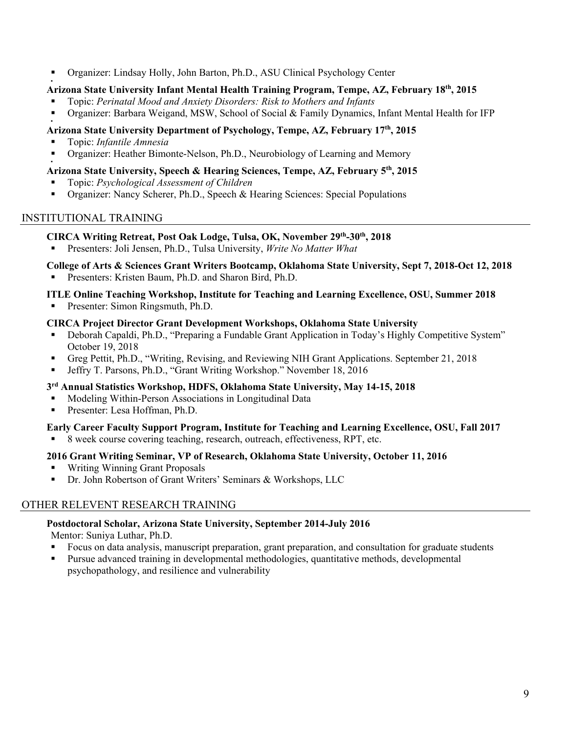- Organizer: Lindsay Holly, John Barton, Ph.D., ASU Clinical Psychology Center

**Arizona State University Infant Mental Health Training Program, Tempe, AZ, February 18th, 2015**
- Topic: *Perinatal Mood and Anxiety Disorders: Risk to Mothers and Infants*
- Organizer: Barbara Weigand, MSW, School of Social & Family Dynamics, Infant Mental Health for IFP

**Arizona State University Department of Psychology, Tempe, AZ, February 17th, 2015**
- Topic: *Infantile Amnesia*
- Organizer: Heather Bimonte-Nelson, Ph.D., Neurobiology of Learning and Memory

**Arizona State University, Speech & Hearing Sciences, Tempe, AZ, February 5th, 2015**
- Topic: *Psychological Assessment of Children*
- Organizer: Nancy Scherer, Ph.D., Speech & Hearing Sciences: Special Populations

## INSTITUTIONAL TRAINING

**CIRCA Writing Retreat, Post Oak Lodge, Tulsa, OK, November 29th-30th, 2018**
- Presenters: Joli Jensen, Ph.D., Tulsa University, *Write No Matter What*

**College of Arts & Sciences Grant Writers Bootcamp, Oklahoma State University, Sept 7, 2018-Oct 12, 2018**
- Presenters: Kristen Baum, Ph.D. and Sharon Bird, Ph.D.

**ITLE Online Teaching Workshop, Institute for Teaching and Learning Excellence, OSU, Summer 2018**
- Presenter: Simon Ringsmuth, Ph.D.

**CIRCA Project Director Grant Development Workshops, Oklahoma State University**
- Deborah Capaldi, Ph.D., "Preparing a Fundable Grant Application in Today's Highly Competitive System" October 19, 2018
- Greg Pettit, Ph.D., "Writing, Revising, and Reviewing NIH Grant Applications. September 21, 2018
- Jeffry T. Parsons, Ph.D., "Grant Writing Workshop." November 18, 2016

**3rd Annual Statistics Workshop, HDFS, Oklahoma State University, May 14-15, 2018**
- Modeling Within-Person Associations in Longitudinal Data
- Presenter: Lesa Hoffman, Ph.D.

**Early Career Faculty Support Program, Institute for Teaching and Learning Excellence, OSU, Fall 2017**
- 8 week course covering teaching, research, outreach, effectiveness, RPT, etc.

**2016 Grant Writing Seminar, VP of Research, Oklahoma State University, October 11, 2016**
- Writing Winning Grant Proposals
- Dr. John Robertson of Grant Writers' Seminars & Workshops, LLC

## OTHER RELEVENT RESEARCH TRAINING

**Postdoctoral Scholar, Arizona State University, September 2014-July 2016**

Mentor: Suniya Luthar, Ph.D.
- Focus on data analysis, manuscript preparation, grant preparation, and consultation for graduate students
- Pursue advanced training in developmental methodologies, quantitative methods, developmental psychopathology, and resilience and vulnerability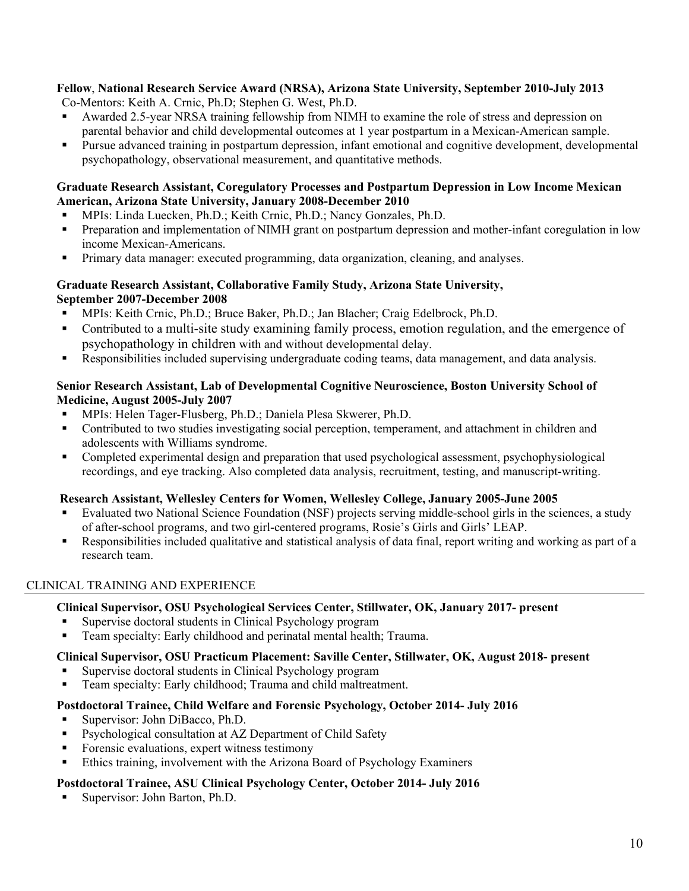**Fellow**, **National Research Service Award (NRSA), Arizona State University, September 2010-July 2013**
Co-Mentors: Keith A. Crnic, Ph.D; Stephen G. West, Ph.D.

- Awarded 2.5-year NRSA training fellowship from NIMH to examine the role of stress and depression on parental behavior and child developmental outcomes at 1 year postpartum in a Mexican-American sample.
- Pursue advanced training in postpartum depression, infant emotional and cognitive development, developmental psychopathology, observational measurement, and quantitative methods.

**Graduate Research Assistant, Coregulatory Processes and Postpartum Depression in Low Income Mexican American, Arizona State University, January 2008-December 2010**

- MPIs: Linda Luecken, Ph.D.; Keith Crnic, Ph.D.; Nancy Gonzales, Ph.D.
- Preparation and implementation of NIMH grant on postpartum depression and mother-infant coregulation in low income Mexican-Americans.
- Primary data manager: executed programming, data organization, cleaning, and analyses.

**Graduate Research Assistant, Collaborative Family Study, Arizona State University, September 2007-December 2008**

- MPIs: Keith Crnic, Ph.D.; Bruce Baker, Ph.D.; Jan Blacher; Craig Edelbrock, Ph.D.
- Contributed to a multi-site study examining family process, emotion regulation, and the emergence of psychopathology in children with and without developmental delay.
- Responsibilities included supervising undergraduate coding teams, data management, and data analysis.

**Senior Research Assistant, Lab of Developmental Cognitive Neuroscience, Boston University School of Medicine, August 2005-July 2007**

- MPIs: Helen Tager-Flusberg, Ph.D.; Daniela Plesa Skwerer, Ph.D.
- Contributed to two studies investigating social perception, temperament, and attachment in children and adolescents with Williams syndrome.
- Completed experimental design and preparation that used psychological assessment, psychophysiological recordings, and eye tracking. Also completed data analysis, recruitment, testing, and manuscript-writing.

**Research Assistant, Wellesley Centers for Women, Wellesley College, January 2005-June 2005**

- Evaluated two National Science Foundation (NSF) projects serving middle-school girls in the sciences, a study of after-school programs, and two girl-centered programs, Rosie's Girls and Girls' LEAP.
- Responsibilities included qualitative and statistical analysis of data final, report writing and working as part of a research team.

## CLINICAL TRAINING AND EXPERIENCE

**Clinical Supervisor, OSU Psychological Services Center, Stillwater, OK, January 2017- present**

- Supervise doctoral students in Clinical Psychology program
- Team specialty: Early childhood and perinatal mental health; Trauma.

**Clinical Supervisor, OSU Practicum Placement: Saville Center, Stillwater, OK, August 2018- present**

- Supervise doctoral students in Clinical Psychology program
- Team specialty: Early childhood; Trauma and child maltreatment.

**Postdoctoral Trainee, Child Welfare and Forensic Psychology, October 2014- July 2016**

- Supervisor: John DiBacco, Ph.D.
- Psychological consultation at AZ Department of Child Safety
- Forensic evaluations, expert witness testimony
- Ethics training, involvement with the Arizona Board of Psychology Examiners

**Postdoctoral Trainee, ASU Clinical Psychology Center, October 2014- July 2016**

- Supervisor: John Barton, Ph.D.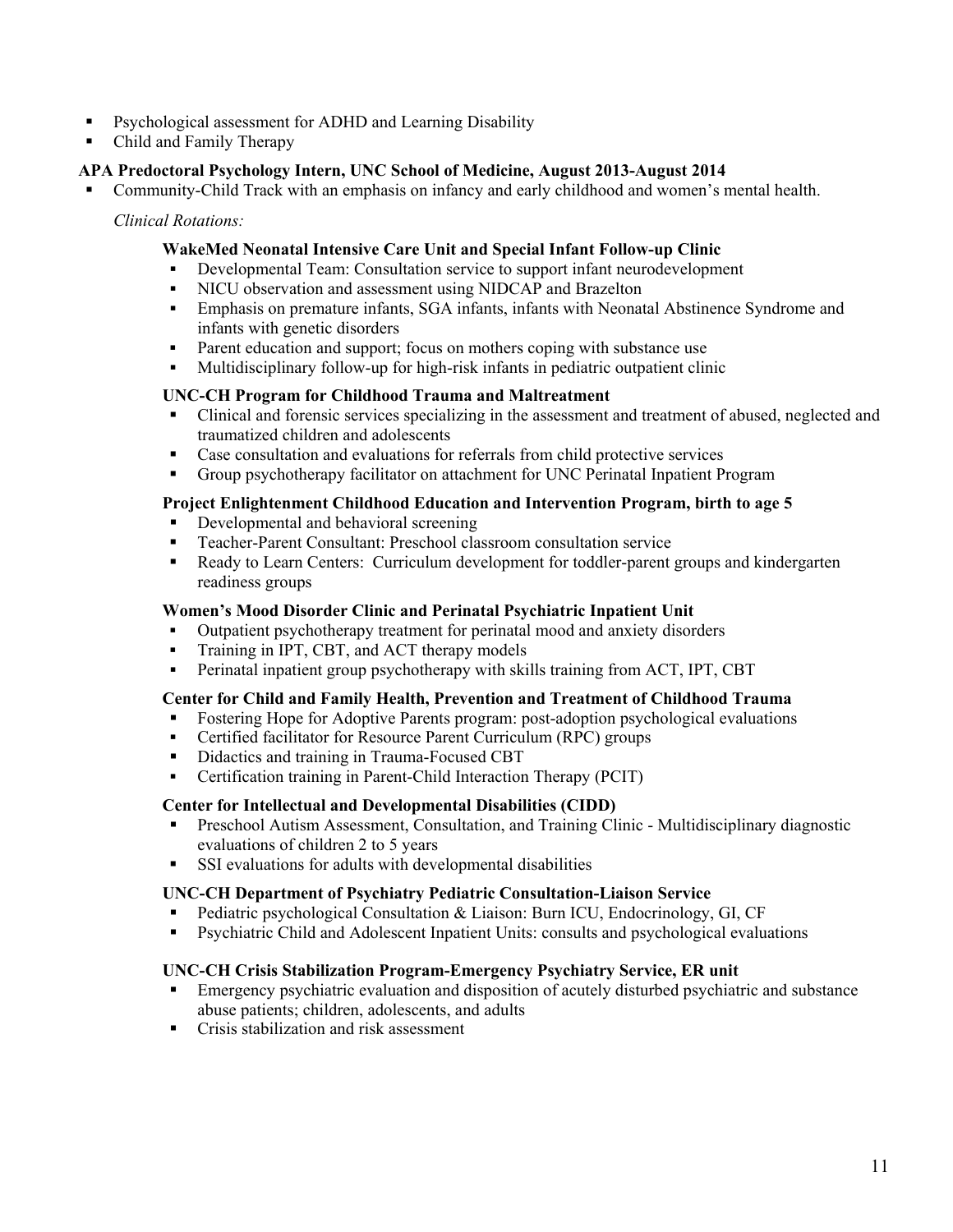- Psychological assessment for ADHD and Learning Disability
- Child and Family Therapy

**APA Predoctoral Psychology Intern, UNC School of Medicine, August 2013-August 2014**

- Community-Child Track with an emphasis on infancy and early childhood and women's mental health.

*Clinical Rotations:*

**WakeMed Neonatal Intensive Care Unit and Special Infant Follow-up Clinic**

- Developmental Team: Consultation service to support infant neurodevelopment
- NICU observation and assessment using NIDCAP and Brazelton
- Emphasis on premature infants, SGA infants, infants with Neonatal Abstinence Syndrome and infants with genetic disorders
- Parent education and support; focus on mothers coping with substance use
- Multidisciplinary follow-up for high-risk infants in pediatric outpatient clinic

**UNC-CH Program for Childhood Trauma and Maltreatment**

- Clinical and forensic services specializing in the assessment and treatment of abused, neglected and traumatized children and adolescents
- Case consultation and evaluations for referrals from child protective services
- Group psychotherapy facilitator on attachment for UNC Perinatal Inpatient Program

**Project Enlightenment Childhood Education and Intervention Program, birth to age 5**

- Developmental and behavioral screening
- Teacher-Parent Consultant: Preschool classroom consultation service
- Ready to Learn Centers: Curriculum development for toddler-parent groups and kindergarten readiness groups

**Women's Mood Disorder Clinic and Perinatal Psychiatric Inpatient Unit**

- Outpatient psychotherapy treatment for perinatal mood and anxiety disorders
- Training in IPT, CBT, and ACT therapy models
- Perinatal inpatient group psychotherapy with skills training from ACT, IPT, CBT

**Center for Child and Family Health, Prevention and Treatment of Childhood Trauma**

- Fostering Hope for Adoptive Parents program: post-adoption psychological evaluations
- Certified facilitator for Resource Parent Curriculum (RPC) groups
- Didactics and training in Trauma-Focused CBT
- Certification training in Parent-Child Interaction Therapy (PCIT)

**Center for Intellectual and Developmental Disabilities (CIDD)**

- Preschool Autism Assessment, Consultation, and Training Clinic - Multidisciplinary diagnostic evaluations of children 2 to 5 years
- SSI evaluations for adults with developmental disabilities

**UNC-CH Department of Psychiatry Pediatric Consultation-Liaison Service**

- Pediatric psychological Consultation & Liaison: Burn ICU, Endocrinology, GI, CF
- Psychiatric Child and Adolescent Inpatient Units: consults and psychological evaluations

**UNC-CH Crisis Stabilization Program-Emergency Psychiatry Service, ER unit**

- Emergency psychiatric evaluation and disposition of acutely disturbed psychiatric and substance abuse patients; children, adolescents, and adults
- Crisis stabilization and risk assessment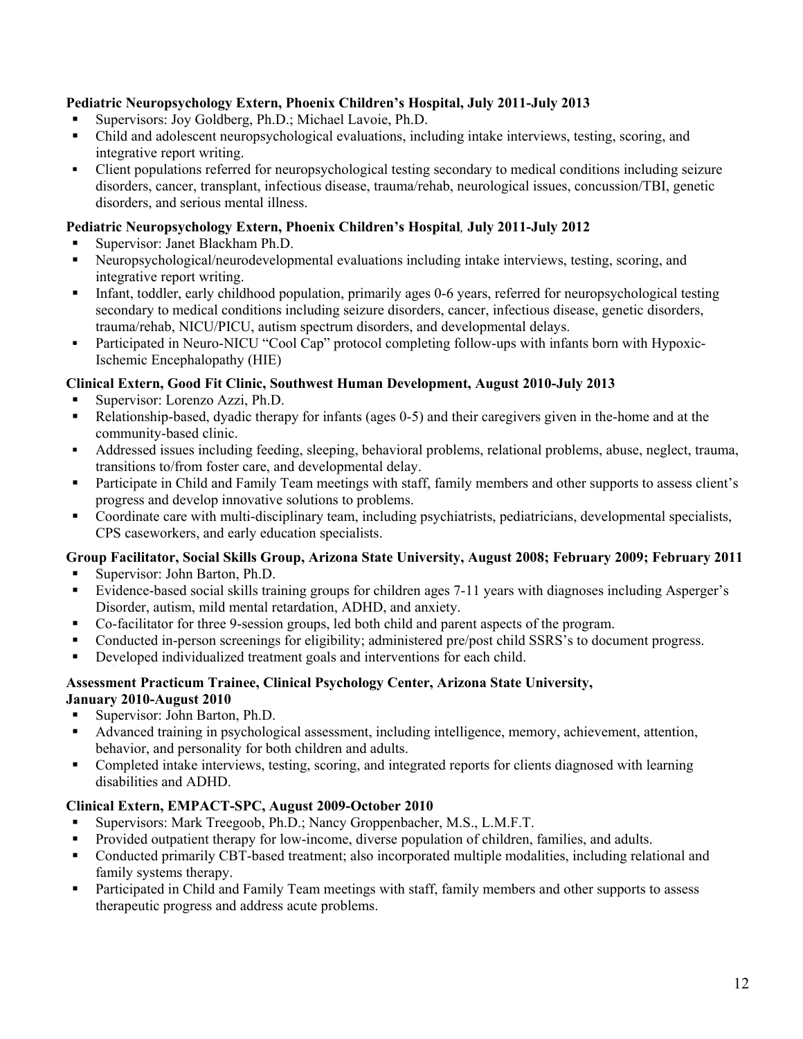**Pediatric Neuropsychology Extern, Phoenix Children's Hospital, July 2011-July 2013**

- Supervisors: Joy Goldberg, Ph.D.; Michael Lavoie, Ph.D.
- Child and adolescent neuropsychological evaluations, including intake interviews, testing, scoring, and integrative report writing.
- Client populations referred for neuropsychological testing secondary to medical conditions including seizure disorders, cancer, transplant, infectious disease, trauma/rehab, neurological issues, concussion/TBI, genetic disorders, and serious mental illness.

**Pediatric Neuropsychology Extern, Phoenix Children's Hospital*, *July 2011-July 2012**

- Supervisor: Janet Blackham Ph.D.
- Neuropsychological/neurodevelopmental evaluations including intake interviews, testing, scoring, and integrative report writing.
- Infant, toddler, early childhood population, primarily ages 0-6 years, referred for neuropsychological testing secondary to medical conditions including seizure disorders, cancer, infectious disease, genetic disorders, trauma/rehab, NICU/PICU, autism spectrum disorders, and developmental delays.
- Participated in Neuro-NICU "Cool Cap" protocol completing follow-ups with infants born with Hypoxic-Ischemic Encephalopathy (HIE)

**Clinical Extern, Good Fit Clinic, Southwest Human Development, August 2010-July 2013**

- Supervisor: Lorenzo Azzi, Ph.D.
- Relationship-based, dyadic therapy for infants (ages 0-5) and their caregivers given in the-home and at the community-based clinic.
- Addressed issues including feeding, sleeping, behavioral problems, relational problems, abuse, neglect, trauma, transitions to/from foster care, and developmental delay.
- Participate in Child and Family Team meetings with staff, family members and other supports to assess client's progress and develop innovative solutions to problems.
- Coordinate care with multi-disciplinary team, including psychiatrists, pediatricians, developmental specialists, CPS caseworkers, and early education specialists.

**Group Facilitator, Social Skills Group, Arizona State University, August 2008; February 2009; February 2011**

- Supervisor: John Barton, Ph.D.
- Evidence-based social skills training groups for children ages 7-11 years with diagnoses including Asperger's Disorder, autism, mild mental retardation, ADHD, and anxiety.
- Co-facilitator for three 9-session groups, led both child and parent aspects of the program.
- Conducted in-person screenings for eligibility; administered pre/post child SSRS's to document progress.
- Developed individualized treatment goals and interventions for each child.

**Assessment Practicum Trainee, Clinical Psychology Center, Arizona State University, January 2010-August 2010**

- Supervisor: John Barton, Ph.D.
- Advanced training in psychological assessment, including intelligence, memory, achievement, attention, behavior, and personality for both children and adults.
- Completed intake interviews, testing, scoring, and integrated reports for clients diagnosed with learning disabilities and ADHD.

**Clinical Extern, EMPACT-SPC, August 2009-October 2010**

- Supervisors: Mark Treegoob, Ph.D.; Nancy Groppenbacher, M.S., L.M.F.T.
- Provided outpatient therapy for low-income, diverse population of children, families, and adults.
- Conducted primarily CBT-based treatment; also incorporated multiple modalities, including relational and family systems therapy.
- Participated in Child and Family Team meetings with staff, family members and other supports to assess therapeutic progress and address acute problems.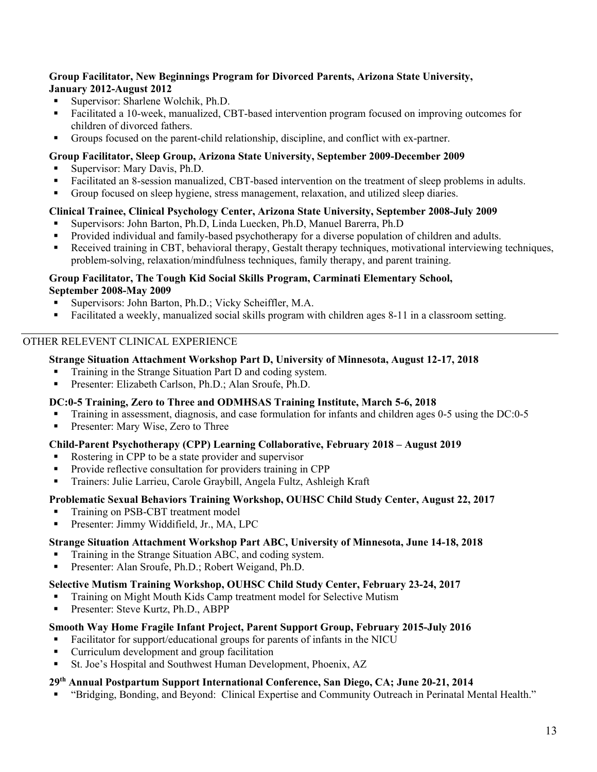**Group Facilitator, New Beginnings Program for Divorced Parents, Arizona State University, January 2012-August 2012**

- Supervisor: Sharlene Wolchik, Ph.D.
- Facilitated a 10-week, manualized, CBT-based intervention program focused on improving outcomes for children of divorced fathers.
- Groups focused on the parent-child relationship, discipline, and conflict with ex-partner.

**Group Facilitator, Sleep Group, Arizona State University, September 2009-December 2009**

- Supervisor: Mary Davis, Ph.D.
- Facilitated an 8-session manualized, CBT-based intervention on the treatment of sleep problems in adults.
- Group focused on sleep hygiene, stress management, relaxation, and utilized sleep diaries.

**Clinical Trainee, Clinical Psychology Center, Arizona State University, September 2008-July 2009**

- Supervisors: John Barton, Ph.D, Linda Luecken, Ph.D, Manuel Barerra, Ph.D
- Provided individual and family-based psychotherapy for a diverse population of children and adults.
- Received training in CBT, behavioral therapy, Gestalt therapy techniques, motivational interviewing techniques, problem-solving, relaxation/mindfulness techniques, family therapy, and parent training.

**Group Facilitator, The Tough Kid Social Skills Program, Carminati Elementary School, September 2008-May 2009**

- Supervisors: John Barton, Ph.D.; Vicky Scheiffler, M.A.
- Facilitated a weekly, manualized social skills program with children ages 8-11 in a classroom setting.

---

## OTHER RELEVENT CLINICAL EXPERIENCE

**Strange Situation Attachment Workshop Part D, University of Minnesota, August 12-17, 2018**

- Training in the Strange Situation Part D and coding system.
- Presenter: Elizabeth Carlson, Ph.D.; Alan Sroufe, Ph.D.

**DC:0-5 Training, Zero to Three and ODMHSAS Training Institute, March 5-6, 2018**

- Training in assessment, diagnosis, and case formulation for infants and children ages 0-5 using the DC:0-5
- Presenter: Mary Wise, Zero to Three

**Child-Parent Psychotherapy (CPP) Learning Collaborative, February 2018 – August 2019**

- Rostering in CPP to be a state provider and supervisor
- Provide reflective consultation for providers training in CPP
- Trainers: Julie Larrieu, Carole Graybill, Angela Fultz, Ashleigh Kraft

**Problematic Sexual Behaviors Training Workshop, OUHSC Child Study Center, August 22, 2017**

- Training on PSB-CBT treatment model
- Presenter: Jimmy Widdifield, Jr., MA, LPC

**Strange Situation Attachment Workshop Part ABC, University of Minnesota, June 14-18, 2018**

- Training in the Strange Situation ABC, and coding system.
- Presenter: Alan Sroufe, Ph.D.; Robert Weigand, Ph.D.

**Selective Mutism Training Workshop, OUHSC Child Study Center, February 23-24, 2017**

- Training on Might Mouth Kids Camp treatment model for Selective Mutism
- Presenter: Steve Kurtz, Ph.D., ABPP

**Smooth Way Home Fragile Infant Project, Parent Support Group, February 2015-July 2016**

- Facilitator for support/educational groups for parents of infants in the NICU
- Curriculum development and group facilitation
- St. Joe's Hospital and Southwest Human Development, Phoenix, AZ

**29th Annual Postpartum Support International Conference, San Diego, CA; June 20-21, 2014**

- "Bridging, Bonding, and Beyond: Clinical Expertise and Community Outreach in Perinatal Mental Health."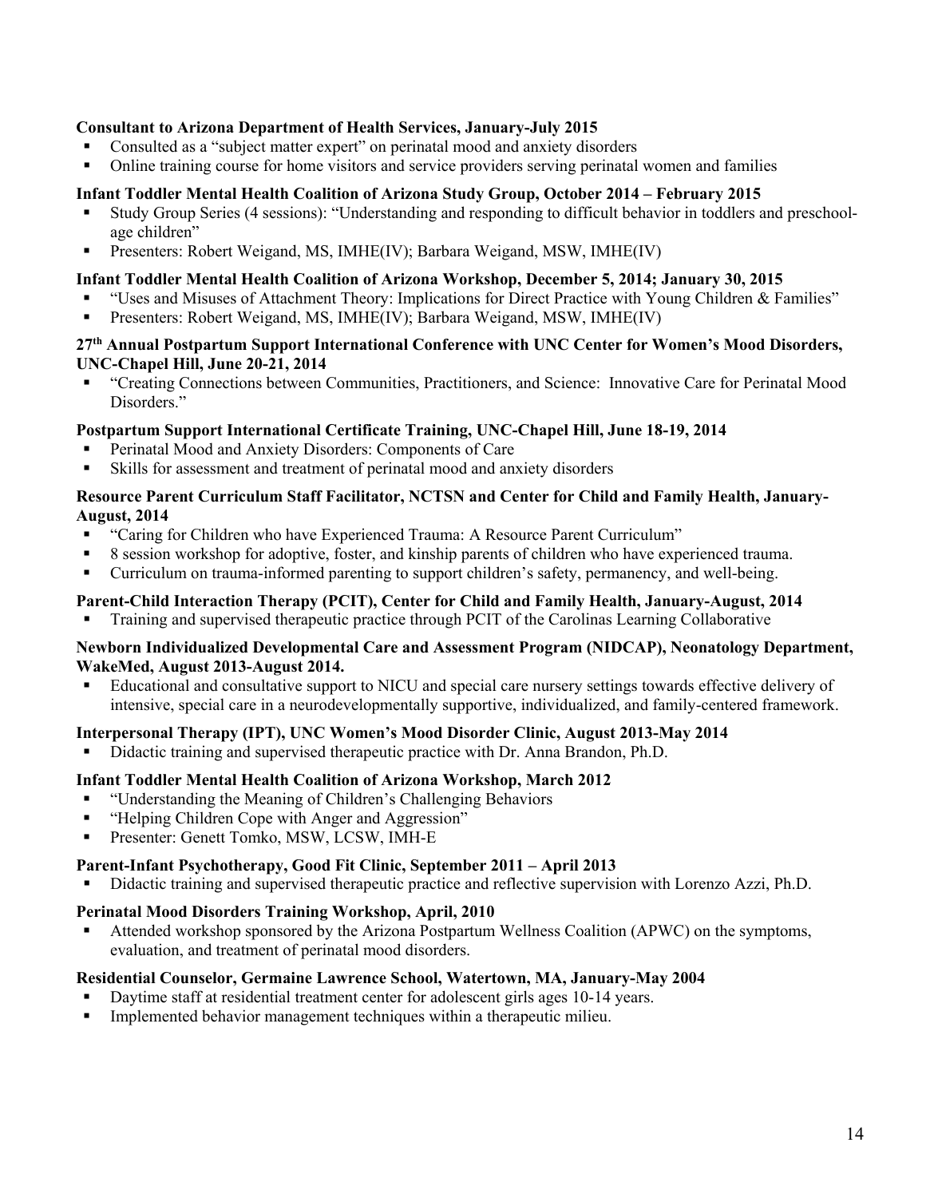**Consultant to Arizona Department of Health Services, January-July 2015**

- Consulted as a "subject matter expert" on perinatal mood and anxiety disorders
- Online training course for home visitors and service providers serving perinatal women and families

**Infant Toddler Mental Health Coalition of Arizona Study Group, October 2014 – February 2015**

- Study Group Series (4 sessions): "Understanding and responding to difficult behavior in toddlers and preschool-age children"
- Presenters: Robert Weigand, MS, IMHE(IV); Barbara Weigand, MSW, IMHE(IV)

**Infant Toddler Mental Health Coalition of Arizona Workshop, December 5, 2014; January 30, 2015**

- "Uses and Misuses of Attachment Theory: Implications for Direct Practice with Young Children & Families"
- Presenters: Robert Weigand, MS, IMHE(IV); Barbara Weigand, MSW, IMHE(IV)

**27th Annual Postpartum Support International Conference with UNC Center for Women's Mood Disorders, UNC-Chapel Hill, June 20-21, 2014**

- "Creating Connections between Communities, Practitioners, and Science: Innovative Care for Perinatal Mood Disorders."

**Postpartum Support International Certificate Training, UNC-Chapel Hill, June 18-19, 2014**

- Perinatal Mood and Anxiety Disorders: Components of Care
- Skills for assessment and treatment of perinatal mood and anxiety disorders

**Resource Parent Curriculum Staff Facilitator, NCTSN and Center for Child and Family Health, January-August, 2014**

- "Caring for Children who have Experienced Trauma: A Resource Parent Curriculum"
- 8 session workshop for adoptive, foster, and kinship parents of children who have experienced trauma.
- Curriculum on trauma-informed parenting to support children's safety, permanency, and well-being.

**Parent-Child Interaction Therapy (PCIT), Center for Child and Family Health, January-August, 2014**

- Training and supervised therapeutic practice through PCIT of the Carolinas Learning Collaborative

**Newborn Individualized Developmental Care and Assessment Program (NIDCAP), Neonatology Department, WakeMed, August 2013-August 2014.**

- Educational and consultative support to NICU and special care nursery settings towards effective delivery of intensive, special care in a neurodevelopmentally supportive, individualized, and family-centered framework.

**Interpersonal Therapy (IPT), UNC Women's Mood Disorder Clinic, August 2013-May 2014**

- Didactic training and supervised therapeutic practice with Dr. Anna Brandon, Ph.D.

**Infant Toddler Mental Health Coalition of Arizona Workshop, March 2012**

- "Understanding the Meaning of Children's Challenging Behaviors
- "Helping Children Cope with Anger and Aggression"
- Presenter: Genett Tomko, MSW, LCSW, IMH-E

**Parent-Infant Psychotherapy, Good Fit Clinic, September 2011 – April 2013**

- Didactic training and supervised therapeutic practice and reflective supervision with Lorenzo Azzi, Ph.D.

**Perinatal Mood Disorders Training Workshop, April, 2010**

- Attended workshop sponsored by the Arizona Postpartum Wellness Coalition (APWC) on the symptoms, evaluation, and treatment of perinatal mood disorders.

**Residential Counselor, Germaine Lawrence School, Watertown, MA, January-May 2004**

- Daytime staff at residential treatment center for adolescent girls ages 10-14 years.
- Implemented behavior management techniques within a therapeutic milieu.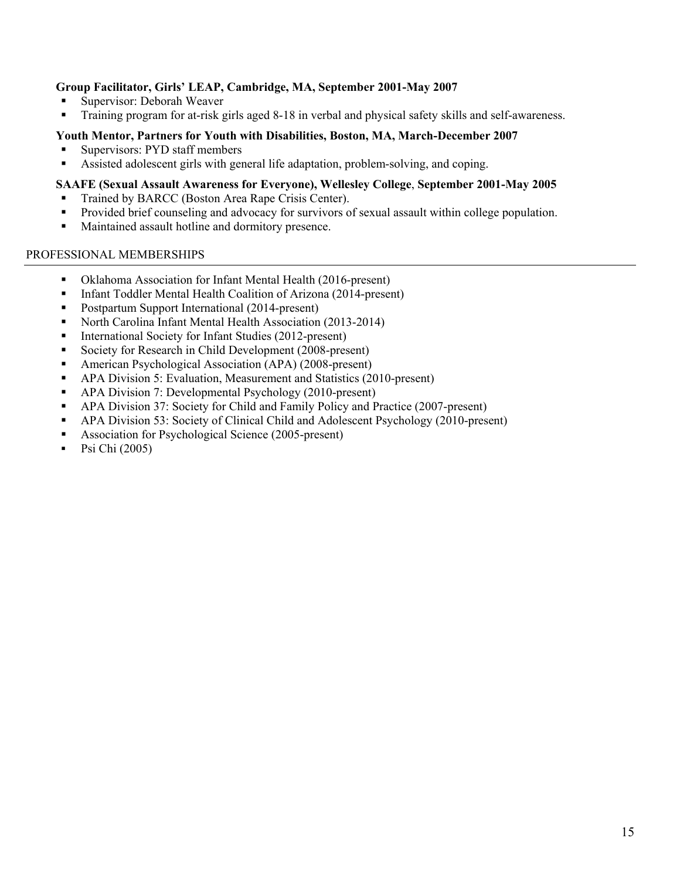**Group Facilitator, Girls' LEAP, Cambridge, MA, September 2001-May 2007**

- Supervisor: Deborah Weaver
- Training program for at-risk girls aged 8-18 in verbal and physical safety skills and self-awareness.

**Youth Mentor, Partners for Youth with Disabilities, Boston, MA, March-December 2007**

- Supervisors: PYD staff members
- Assisted adolescent girls with general life adaptation, problem-solving, and coping.

**SAAFE (Sexual Assault Awareness for Everyone), Wellesley College**, **September 2001-May 2005**

- Trained by BARCC (Boston Area Rape Crisis Center).
- Provided brief counseling and advocacy for survivors of sexual assault within college population.
- Maintained assault hotline and dormitory presence.

## PROFESSIONAL MEMBERSHIPS

- Oklahoma Association for Infant Mental Health (2016-present)
- Infant Toddler Mental Health Coalition of Arizona (2014-present)
- Postpartum Support International (2014-present)
- North Carolina Infant Mental Health Association (2013-2014)
- International Society for Infant Studies (2012-present)
- Society for Research in Child Development (2008-present)
- American Psychological Association (APA) (2008-present)
- APA Division 5: Evaluation, Measurement and Statistics (2010-present)
- APA Division 7: Developmental Psychology (2010-present)
- APA Division 37: Society for Child and Family Policy and Practice (2007-present)
- APA Division 53: Society of Clinical Child and Adolescent Psychology (2010-present)
- Association for Psychological Science (2005-present)
- Psi Chi (2005)